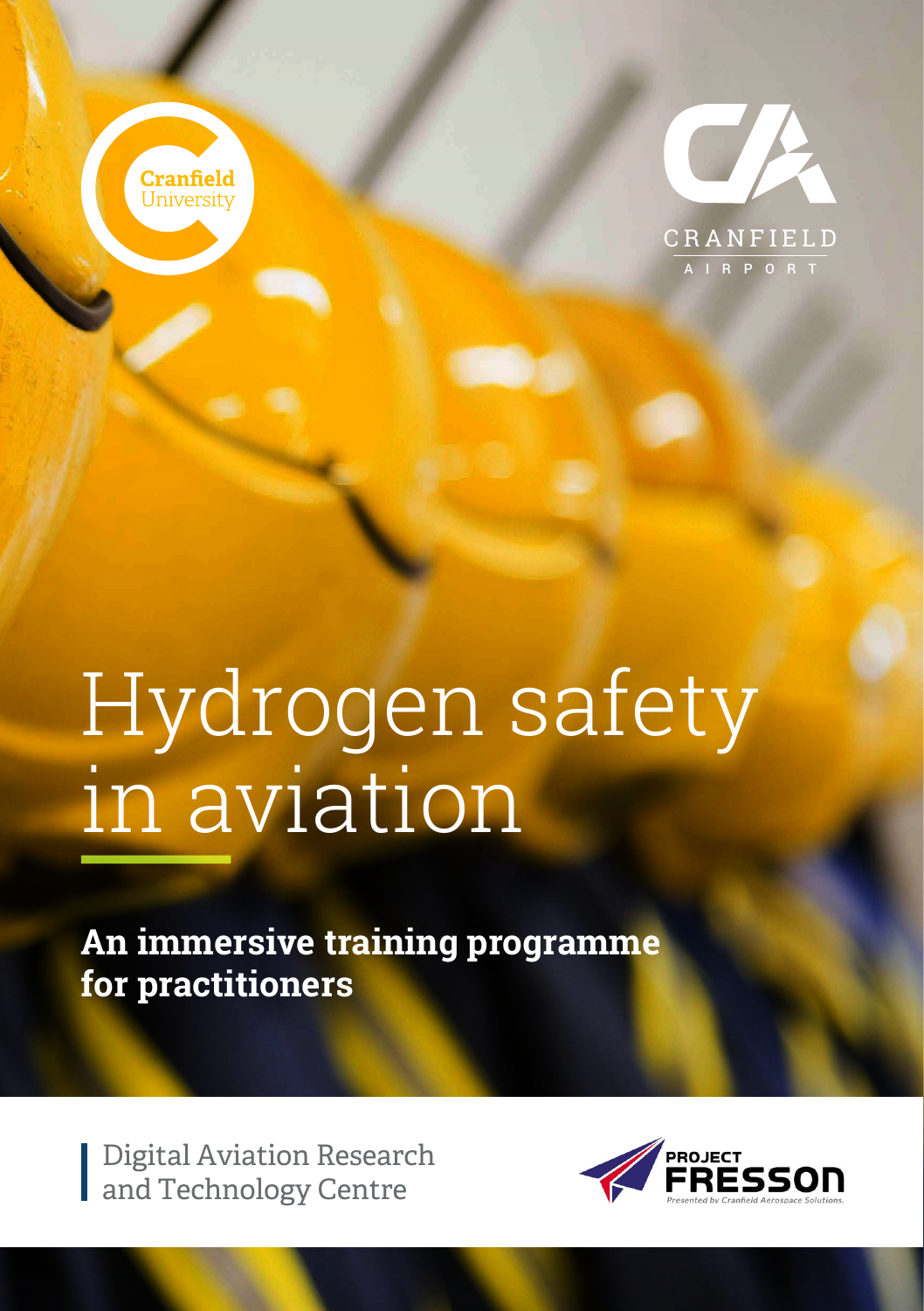Cranfield University

CRANFIELD AIRPORT

# Hydrogen safety in aviation

**An immersive training programme for practitioners**

Digital Aviation Research and Technology Centre

PROJECT FRESSON

Presented by Cranfield Aerospace Solutions.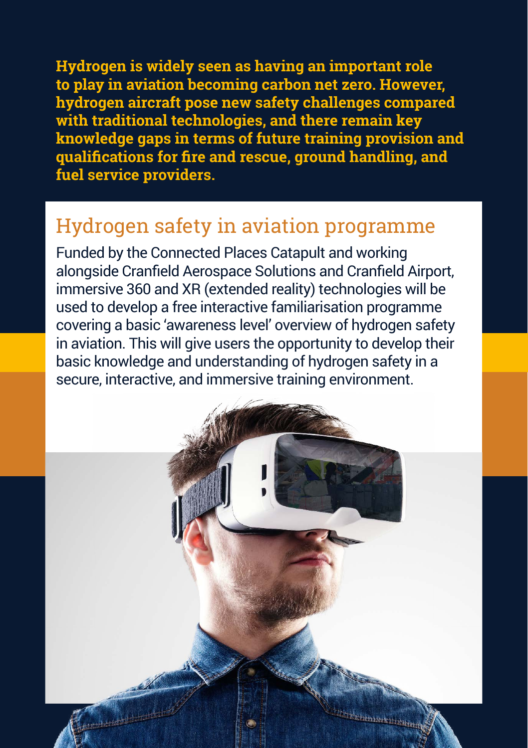**Hydrogen is widely seen as having an important role to play in aviation becoming carbon net zero. However, hydrogen aircraft pose new safety challenges compared with traditional technologies, and there remain key knowledge gaps in terms of future training provision and qualifications for fire and rescue, ground handling, and fuel service providers.**

## Hydrogen safety in aviation programme

Funded by the Connected Places Catapult and working alongside Cranfield Aerospace Solutions and Cranfield Airport, immersive 360 and XR (extended reality) technologies will be used to develop a free interactive familiarisation programme covering a basic 'awareness level' overview of hydrogen safety in aviation. This will give users the opportunity to develop their basic knowledge and understanding of hydrogen safety in a secure, interactive, and immersive training environment.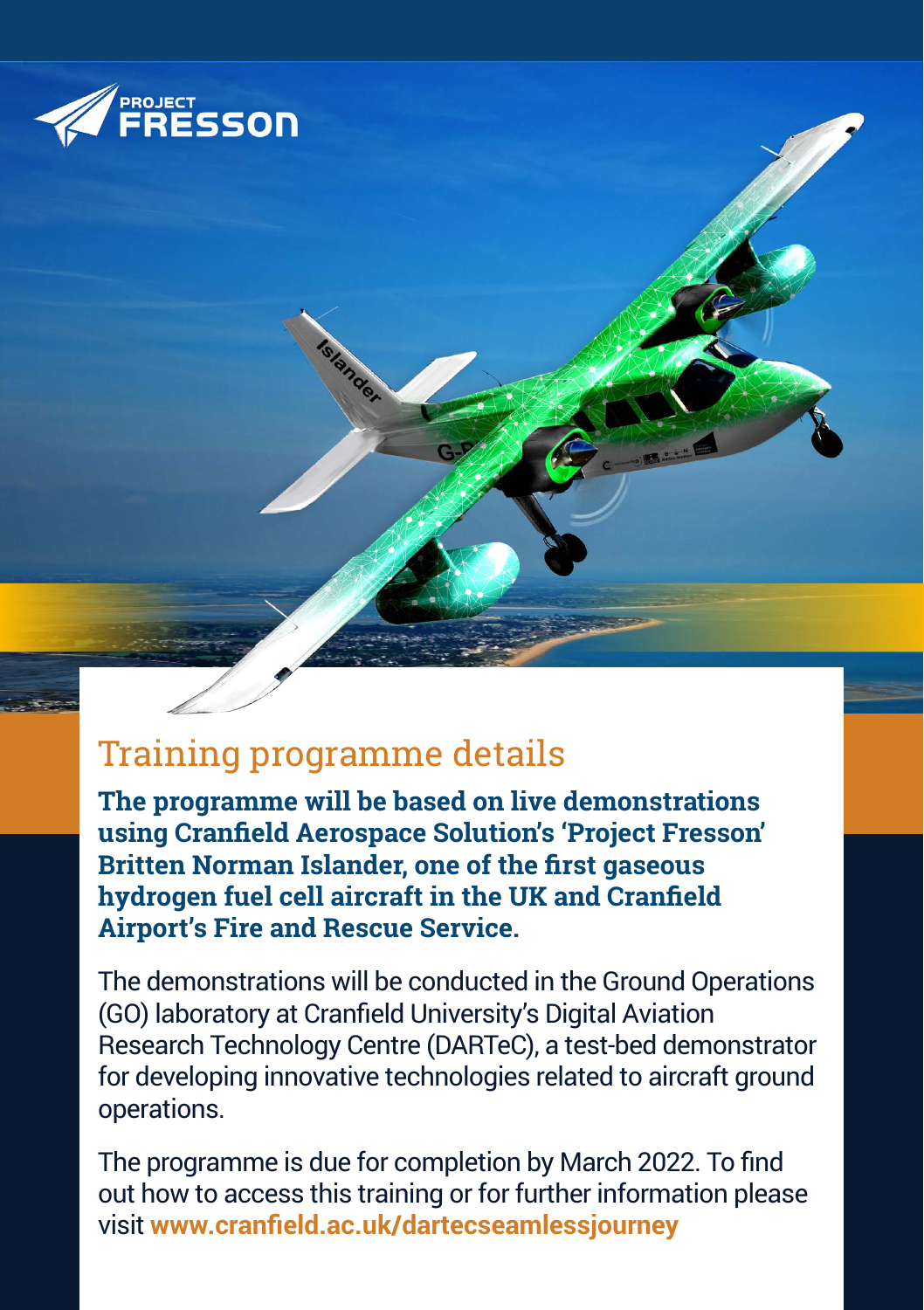PROJECT FRESSON

# Training programme details

**The programme will be based on live demonstrations using Cranfield Aerospace Solution's 'Project Fresson' Britten Norman Islander, one of the first gaseous hydrogen fuel cell aircraft in the UK and Cranfield Airport's Fire and Rescue Service.**

The demonstrations will be conducted in the Ground Operations (GO) laboratory at Cranfield University's Digital Aviation Research Technology Centre (DARTeC), a test-bed demonstrator for developing innovative technologies related to aircraft ground operations.

The programme is due for completion by March 2022. To find out how to access this training or for further information please visit **www.cranfield.ac.uk/dartecseamlessjourney**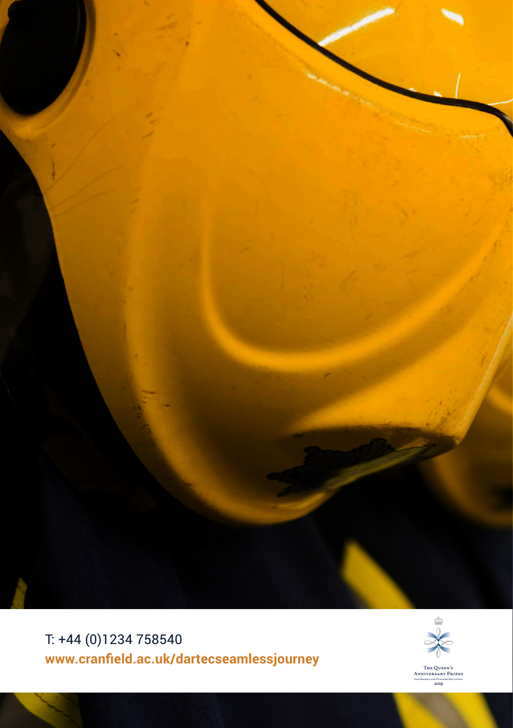T: +44 (0)1234 758540

**www.cranfield.ac.uk/dartecseamlessjourney**

The Queen's Anniversary Prizes
For Higher and Further Education
2019